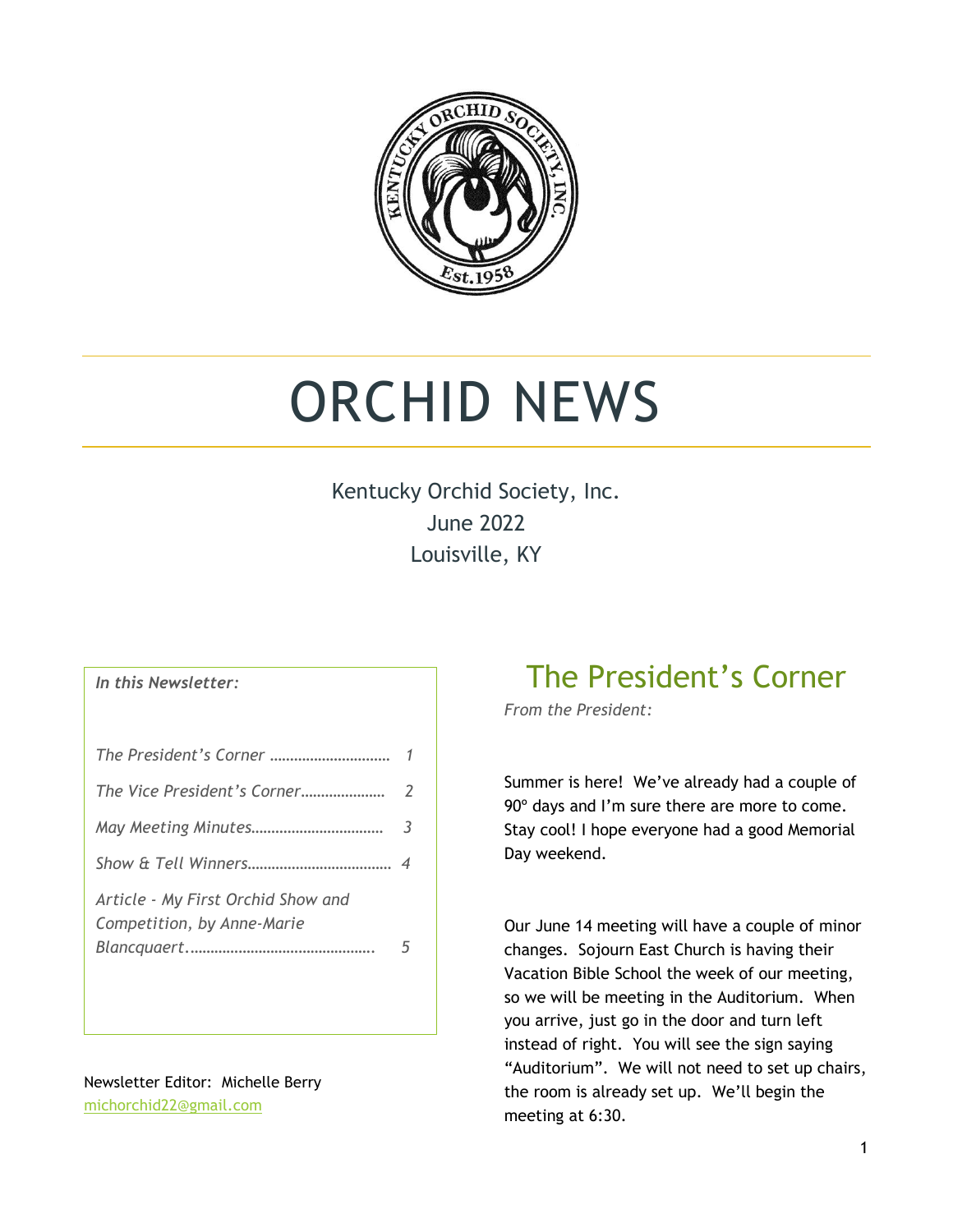# ORCHID NEWS

Kentucky Orchid Society, Inc.
June 2022
Louisville, KY

*In this Newsletter:*

| | |
|---|---|
| *The President's Corner* | *1* |
| *The Vice President's Corner* | *2* |
| *May Meeting Minutes* | *3* |
| *Show & Tell Winners* | *4* |
| *Article - My First Orchid Show and Competition, by Anne-Marie Blancquaert* | *5* |

Newsletter Editor: Michelle Berry
michorchid22@gmail.com

## The President's Corner

*From the President:*

Summer is here! We've already had a couple of 90º days and I'm sure there are more to come. Stay cool! I hope everyone had a good Memorial Day weekend.

Our June 14 meeting will have a couple of minor changes. Sojourn East Church is having their Vacation Bible School the week of our meeting, so we will be meeting in the Auditorium. When you arrive, just go in the door and turn left instead of right. You will see the sign saying "Auditorium". We will not need to set up chairs, the room is already set up. We'll begin the meeting at 6:30.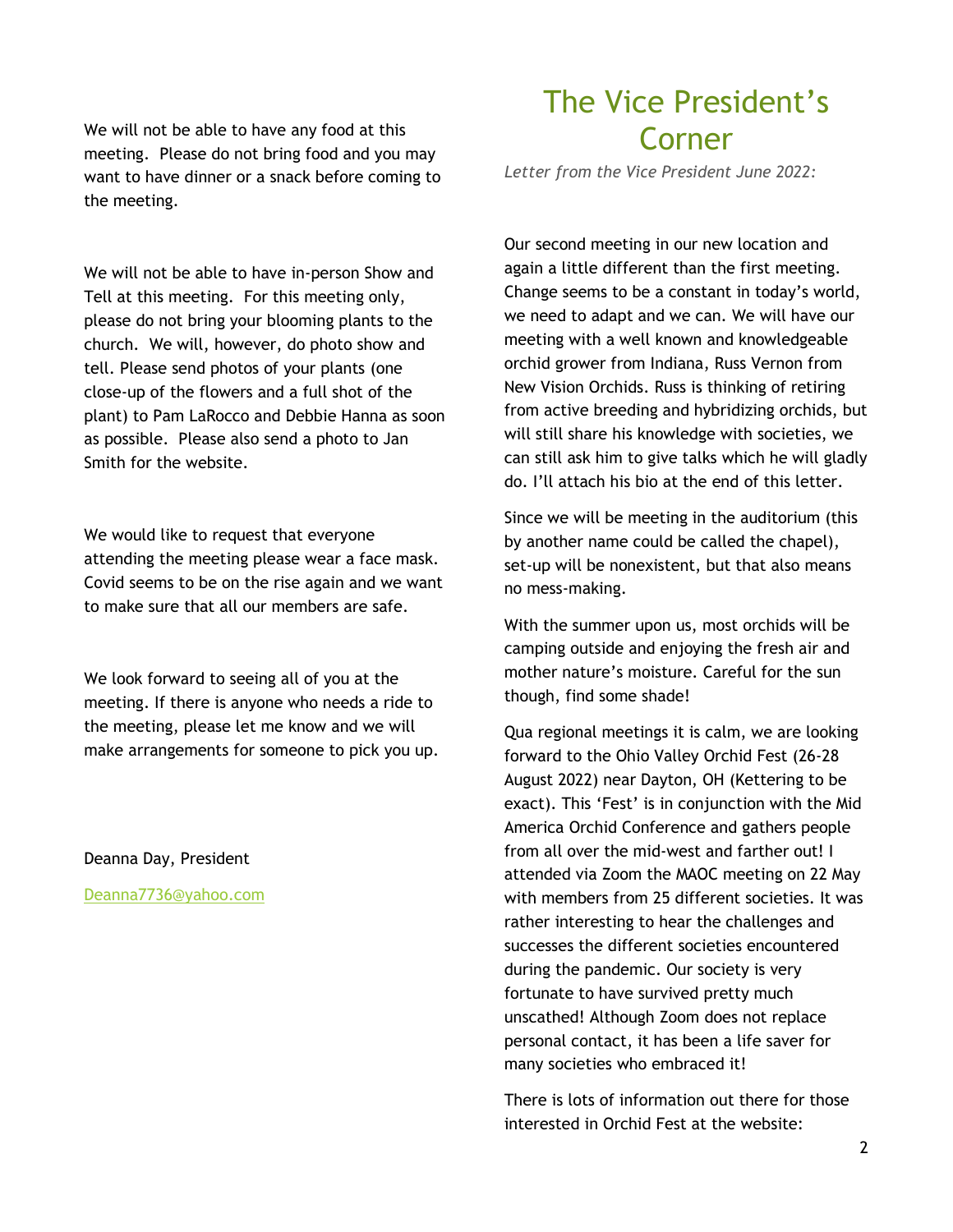We will not be able to have any food at this meeting. Please do not bring food and you may want to have dinner or a snack before coming to the meeting.

We will not be able to have in-person Show and Tell at this meeting. For this meeting only, please do not bring your blooming plants to the church. We will, however, do photo show and tell. Please send photos of your plants (one close-up of the flowers and a full shot of the plant) to Pam LaRocco and Debbie Hanna as soon as possible. Please also send a photo to Jan Smith for the website.

We would like to request that everyone attending the meeting please wear a face mask. Covid seems to be on the rise again and we want to make sure that all our members are safe.

We look forward to seeing all of you at the meeting. If there is anyone who needs a ride to the meeting, please let me know and we will make arrangements for someone to pick you up.

Deanna Day, President

Deanna7736@yahoo.com

# The Vice President's Corner

*Letter from the Vice President June 2022:*

Our second meeting in our new location and again a little different than the first meeting. Change seems to be a constant in today's world, we need to adapt and we can. We will have our meeting with a well known and knowledgeable orchid grower from Indiana, Russ Vernon from New Vision Orchids. Russ is thinking of retiring from active breeding and hybridizing orchids, but will still share his knowledge with societies, we can still ask him to give talks which he will gladly do. I'll attach his bio at the end of this letter.

Since we will be meeting in the auditorium (this by another name could be called the chapel), set-up will be nonexistent, but that also means no mess-making.

With the summer upon us, most orchids will be camping outside and enjoying the fresh air and mother nature's moisture. Careful for the sun though, find some shade!

Qua regional meetings it is calm, we are looking forward to the Ohio Valley Orchid Fest (26-28 August 2022) near Dayton, OH (Kettering to be exact). This 'Fest' is in conjunction with the Mid America Orchid Conference and gathers people from all over the mid-west and farther out! I attended via Zoom the MAOC meeting on 22 May with members from 25 different societies. It was rather interesting to hear the challenges and successes the different societies encountered during the pandemic. Our society is very fortunate to have survived pretty much unscathed! Although Zoom does not replace personal contact, it has been a life saver for many societies who embraced it!

There is lots of information out there for those interested in Orchid Fest at the website: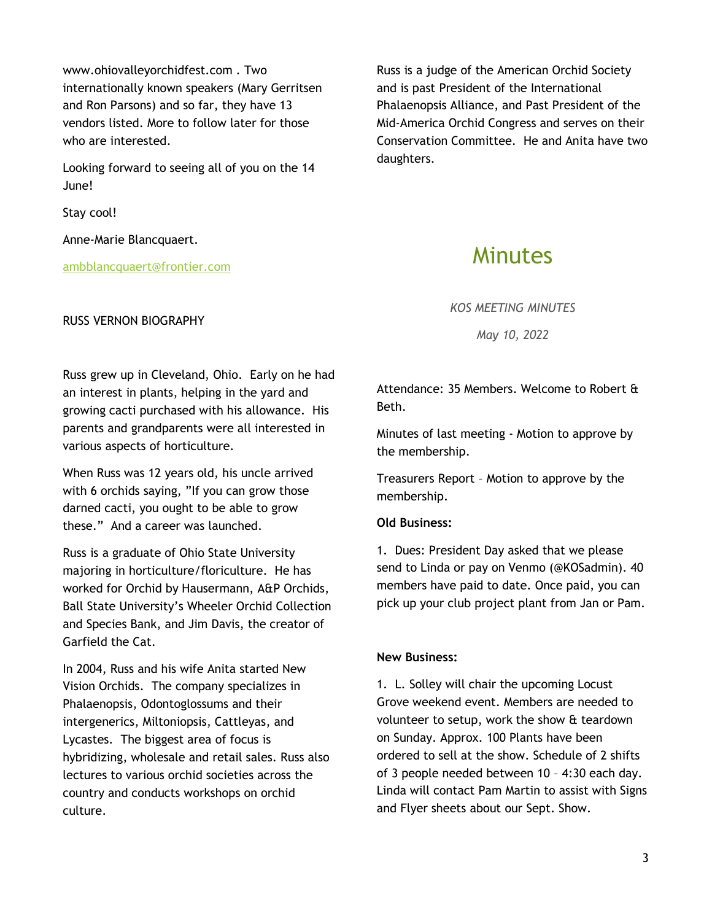www.ohiovalleyorchidfest.com . Two internationally known speakers (Mary Gerritsen and Ron Parsons) and so far, they have 13 vendors listed. More to follow later for those who are interested.

Looking forward to seeing all of you on the 14 June!

Stay cool!

Anne-Marie Blancquaert.

ambblancquaert@frontier.com

RUSS VERNON BIOGRAPHY

Russ grew up in Cleveland, Ohio. Early on he had an interest in plants, helping in the yard and growing cacti purchased with his allowance. His parents and grandparents were all interested in various aspects of horticulture.

When Russ was 12 years old, his uncle arrived with 6 orchids saying, "If you can grow those darned cacti, you ought to be able to grow these." And a career was launched.

Russ is a graduate of Ohio State University majoring in horticulture/floriculture. He has worked for Orchid by Hausermann, A&P Orchids, Ball State University's Wheeler Orchid Collection and Species Bank, and Jim Davis, the creator of Garfield the Cat.

In 2004, Russ and his wife Anita started New Vision Orchids. The company specializes in Phalaenopsis, Odontoglossums and their intergenerics, Miltoniopsis, Cattleyas, and Lycastes. The biggest area of focus is hybridizing, wholesale and retail sales. Russ also lectures to various orchid societies across the country and conducts workshops on orchid culture.

Russ is a judge of the American Orchid Society and is past President of the International Phalaenopsis Alliance, and Past President of the Mid-America Orchid Congress and serves on their Conservation Committee. He and Anita have two daughters.

# Minutes

*KOS MEETING MINUTES*

*May 10, 2022*

Attendance: 35 Members. Welcome to Robert & Beth.

Minutes of last meeting - Motion to approve by the membership.

Treasurers Report – Motion to approve by the membership.

**Old Business:**

1. Dues: President Day asked that we please send to Linda or pay on Venmo (@KOSadmin). 40 members have paid to date. Once paid, you can pick up your club project plant from Jan or Pam.

**New Business:**

1. L. Solley will chair the upcoming Locust Grove weekend event. Members are needed to volunteer to setup, work the show & teardown on Sunday. Approx. 100 Plants have been ordered to sell at the show. Schedule of 2 shifts of 3 people needed between 10 – 4:30 each day. Linda will contact Pam Martin to assist with Signs and Flyer sheets about our Sept. Show.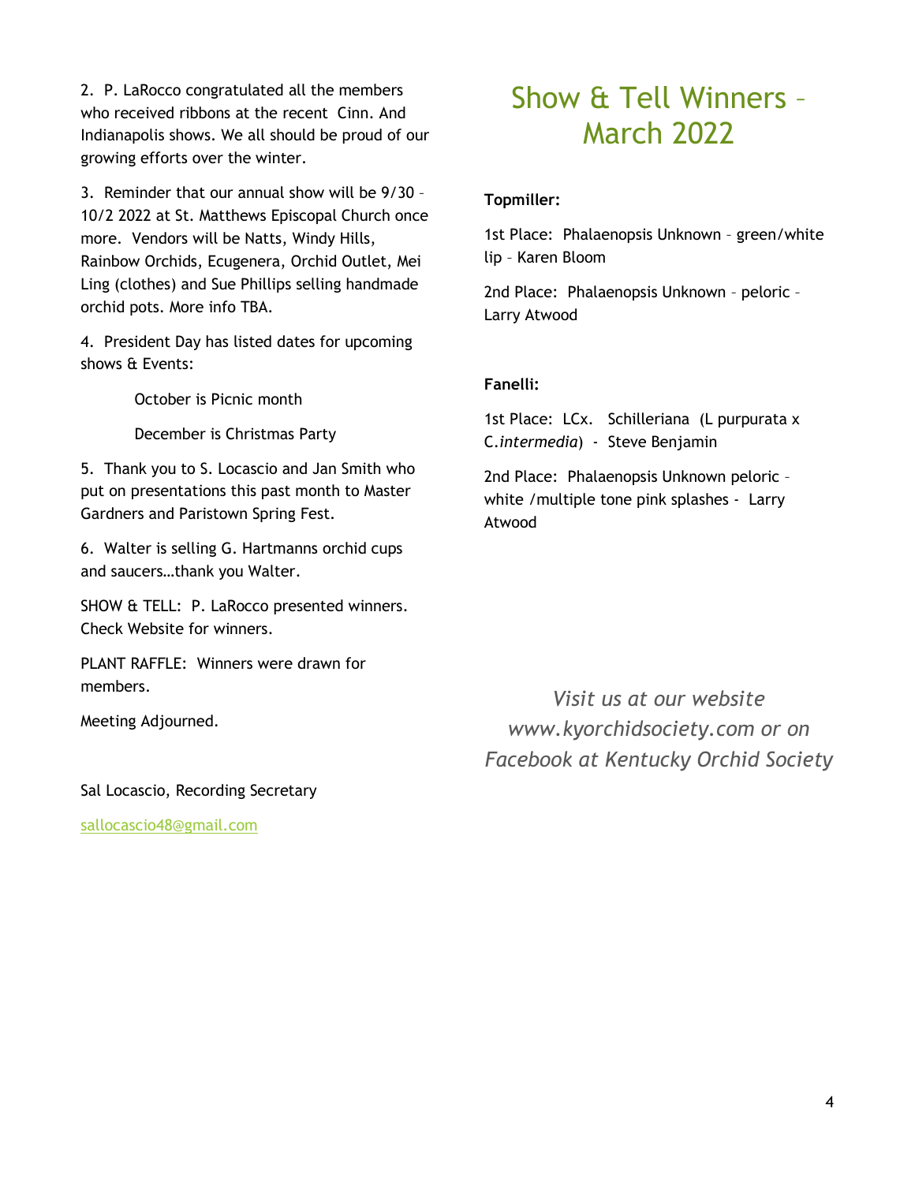2. P. LaRocco congratulated all the members who received ribbons at the recent Cinn. And Indianapolis shows. We all should be proud of our growing efforts over the winter.

3. Reminder that our annual show will be 9/30 – 10/2 2022 at St. Matthews Episcopal Church once more. Vendors will be Natts, Windy Hills, Rainbow Orchids, Ecugenera, Orchid Outlet, Mei Ling (clothes) and Sue Phillips selling handmade orchid pots. More info TBA.

4. President Day has listed dates for upcoming shows & Events:

October is Picnic month

December is Christmas Party

5. Thank you to S. Locascio and Jan Smith who put on presentations this past month to Master Gardners and Paristown Spring Fest.

6. Walter is selling G. Hartmanns orchid cups and saucers…thank you Walter.

SHOW & TELL: P. LaRocco presented winners. Check Website for winners.

PLANT RAFFLE: Winners were drawn for members.

Meeting Adjourned.

Sal Locascio, Recording Secretary

sallocascio48@gmail.com

# Show & Tell Winners – March 2022

**Topmiller:**

1st Place: Phalaenopsis Unknown – green/white lip – Karen Bloom

2nd Place: Phalaenopsis Unknown – peloric – Larry Atwood

**Fanelli:**

1st Place: LCx. Schilleriana (L purpurata x C.*intermedia*) - Steve Benjamin

2nd Place: Phalaenopsis Unknown peloric – white /multiple tone pink splashes - Larry Atwood

*Visit us at our website www.kyorchidsociety.com or on Facebook at Kentucky Orchid Society*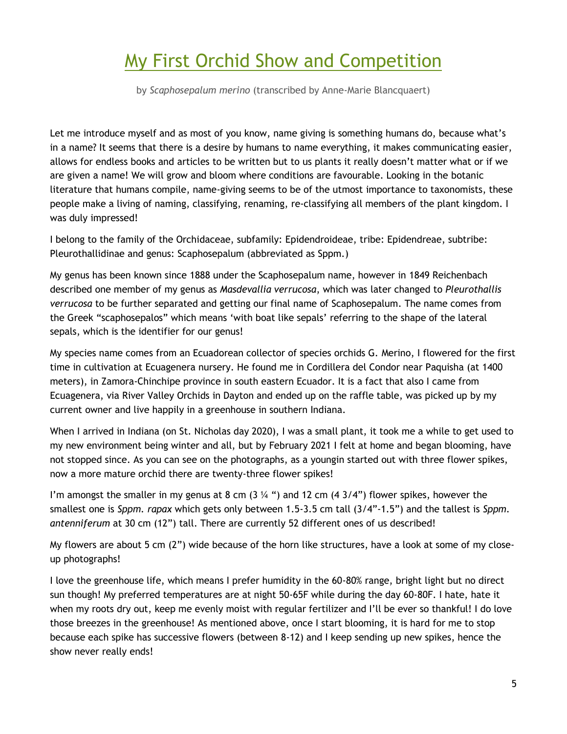# My First Orchid Show and Competition

by *Scaphosepalum merino* (transcribed by Anne-Marie Blancquaert)

Let me introduce myself and as most of you know, name giving is something humans do, because what's in a name? It seems that there is a desire by humans to name everything, it makes communicating easier, allows for endless books and articles to be written but to us plants it really doesn't matter what or if we are given a name! We will grow and bloom where conditions are favourable. Looking in the botanic literature that humans compile, name-giving seems to be of the utmost importance to taxonomists, these people make a living of naming, classifying, renaming, re-classifying all members of the plant kingdom. I was duly impressed!

I belong to the family of the Orchidaceae, subfamily: Epidendroideae, tribe: Epidendreae, subtribe: Pleurothallidinae and genus: Scaphosepalum (abbreviated as Sppm.)

My genus has been known since 1888 under the Scaphosepalum name, however in 1849 Reichenbach described one member of my genus as *Masdevallia verrucosa*, which was later changed to *Pleurothallis verrucosa* to be further separated and getting our final name of Scaphosepalum. The name comes from the Greek "scaphosepalos" which means 'with boat like sepals' referring to the shape of the lateral sepals, which is the identifier for our genus!

My species name comes from an Ecuadorean collector of species orchids G. Merino, I flowered for the first time in cultivation at Ecuagenera nursery. He found me in Cordillera del Condor near Paquisha (at 1400 meters), in Zamora-Chinchipe province in south eastern Ecuador. It is a fact that also I came from Ecuagenera, via River Valley Orchids in Dayton and ended up on the raffle table, was picked up by my current owner and live happily in a greenhouse in southern Indiana.

When I arrived in Indiana (on St. Nicholas day 2020), I was a small plant, it took me a while to get used to my new environment being winter and all, but by February 2021 I felt at home and began blooming, have not stopped since. As you can see on the photographs, as a youngin started out with three flower spikes, now a more mature orchid there are twenty-three flower spikes!

I'm amongst the smaller in my genus at 8 cm (3 ¼ ") and 12 cm (4 3/4") flower spikes, however the smallest one is *Sppm. rapax* which gets only between 1.5-3.5 cm tall (3/4"-1.5") and the tallest is *Sppm. antenniferum* at 30 cm (12") tall. There are currently 52 different ones of us described!

My flowers are about 5 cm (2") wide because of the horn like structures, have a look at some of my close-up photographs!

I love the greenhouse life, which means I prefer humidity in the 60-80% range, bright light but no direct sun though! My preferred temperatures are at night 50-65F while during the day 60-80F. I hate, hate it when my roots dry out, keep me evenly moist with regular fertilizer and I'll be ever so thankful! I do love those breezes in the greenhouse! As mentioned above, once I start blooming, it is hard for me to stop because each spike has successive flowers (between 8-12) and I keep sending up new spikes, hence the show never really ends!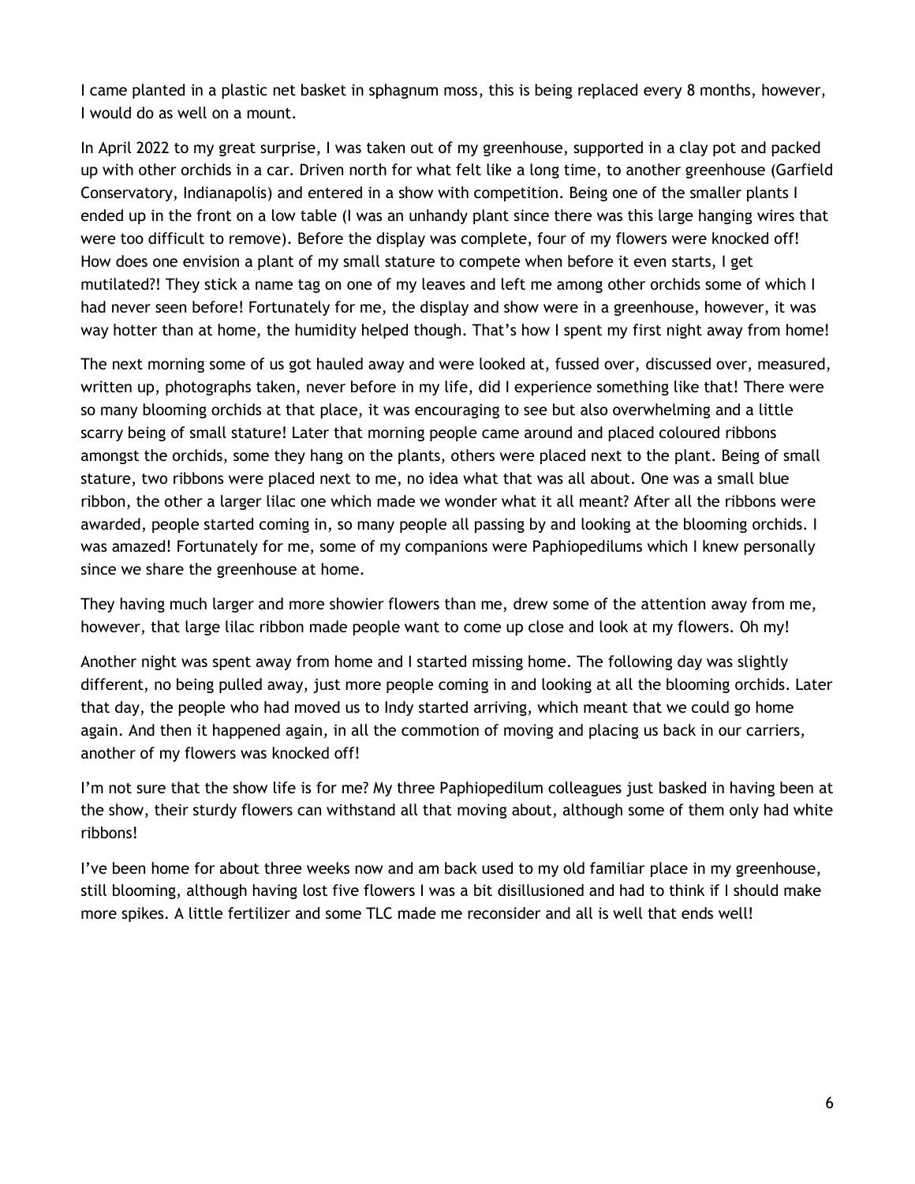I came planted in a plastic net basket in sphagnum moss, this is being replaced every 8 months, however, I would do as well on a mount.

In April 2022 to my great surprise, I was taken out of my greenhouse, supported in a clay pot and packed up with other orchids in a car. Driven north for what felt like a long time, to another greenhouse (Garfield Conservatory, Indianapolis) and entered in a show with competition. Being one of the smaller plants I ended up in the front on a low table (I was an unhandy plant since there was this large hanging wires that were too difficult to remove). Before the display was complete, four of my flowers were knocked off! How does one envision a plant of my small stature to compete when before it even starts, I get mutilated?! They stick a name tag on one of my leaves and left me among other orchids some of which I had never seen before! Fortunately for me, the display and show were in a greenhouse, however, it was way hotter than at home, the humidity helped though. That's how I spent my first night away from home!

The next morning some of us got hauled away and were looked at, fussed over, discussed over, measured, written up, photographs taken, never before in my life, did I experience something like that! There were so many blooming orchids at that place, it was encouraging to see but also overwhelming and a little scarry being of small stature! Later that morning people came around and placed coloured ribbons amongst the orchids, some they hang on the plants, others were placed next to the plant. Being of small stature, two ribbons were placed next to me, no idea what that was all about. One was a small blue ribbon, the other a larger lilac one which made we wonder what it all meant? After all the ribbons were awarded, people started coming in, so many people all passing by and looking at the blooming orchids. I was amazed! Fortunately for me, some of my companions were Paphiopedilums which I knew personally since we share the greenhouse at home.

They having much larger and more showier flowers than me, drew some of the attention away from me, however, that large lilac ribbon made people want to come up close and look at my flowers. Oh my!

Another night was spent away from home and I started missing home. The following day was slightly different, no being pulled away, just more people coming in and looking at all the blooming orchids. Later that day, the people who had moved us to Indy started arriving, which meant that we could go home again. And then it happened again, in all the commotion of moving and placing us back in our carriers, another of my flowers was knocked off!

I'm not sure that the show life is for me? My three Paphiopedilum colleagues just basked in having been at the show, their sturdy flowers can withstand all that moving about, although some of them only had white ribbons!

I've been home for about three weeks now and am back used to my old familiar place in my greenhouse, still blooming, although having lost five flowers I was a bit disillusioned and had to think if I should make more spikes. A little fertilizer and some TLC made me reconsider and all is well that ends well!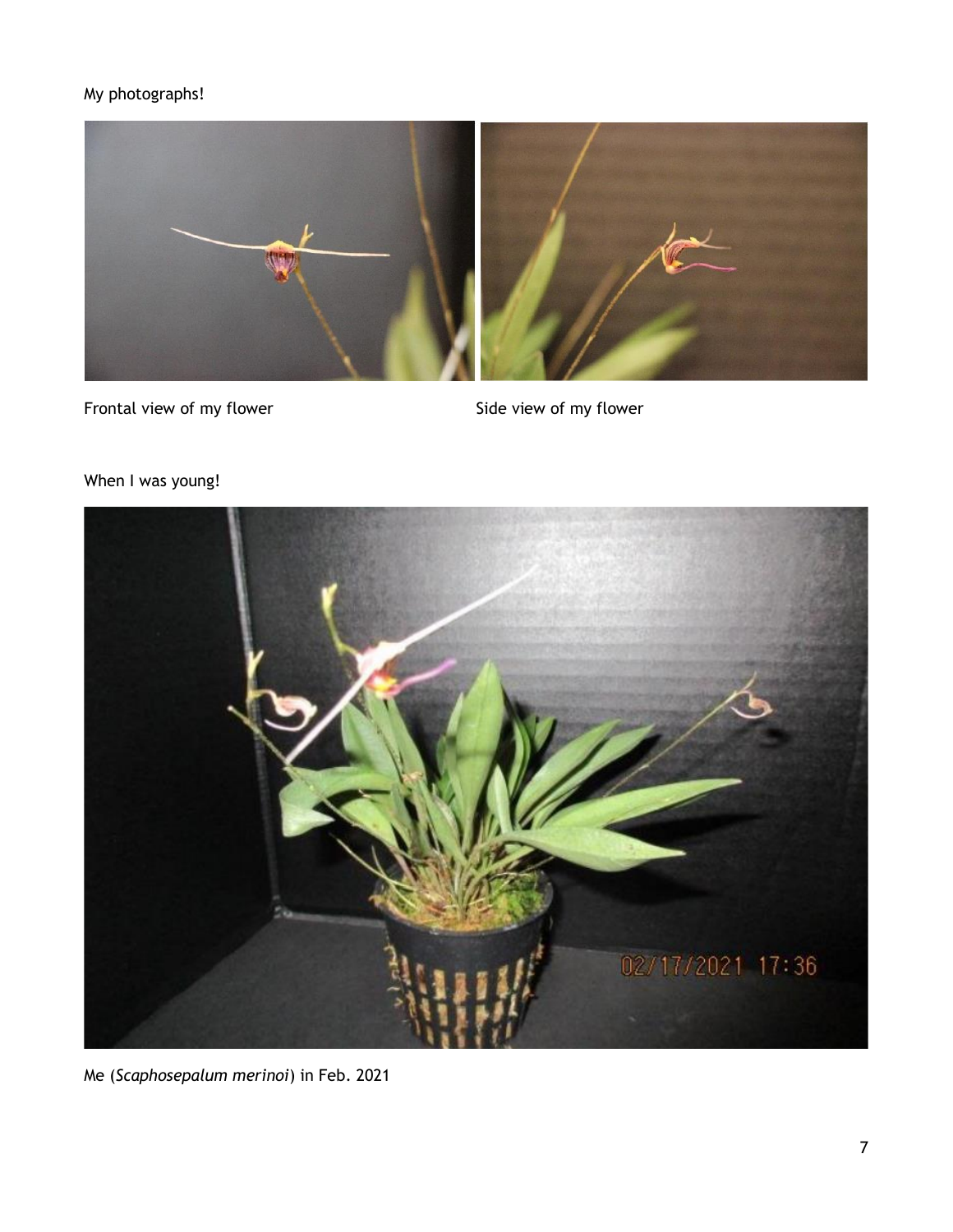My photographs!

Frontal view of my flower

Side view of my flower

When I was young!

Me (*Scaphosepalum merinoi*) in Feb. 2021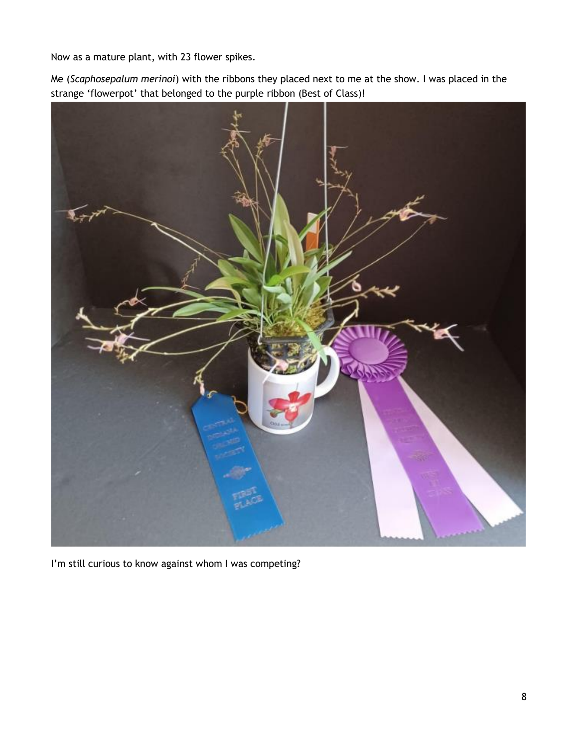Now as a mature plant, with 23 flower spikes.

Me (*Scaphosepalum merinoi*) with the ribbons they placed next to me at the show. I was placed in the strange 'flowerpot' that belonged to the purple ribbon (Best of Class)!

I'm still curious to know against whom I was competing?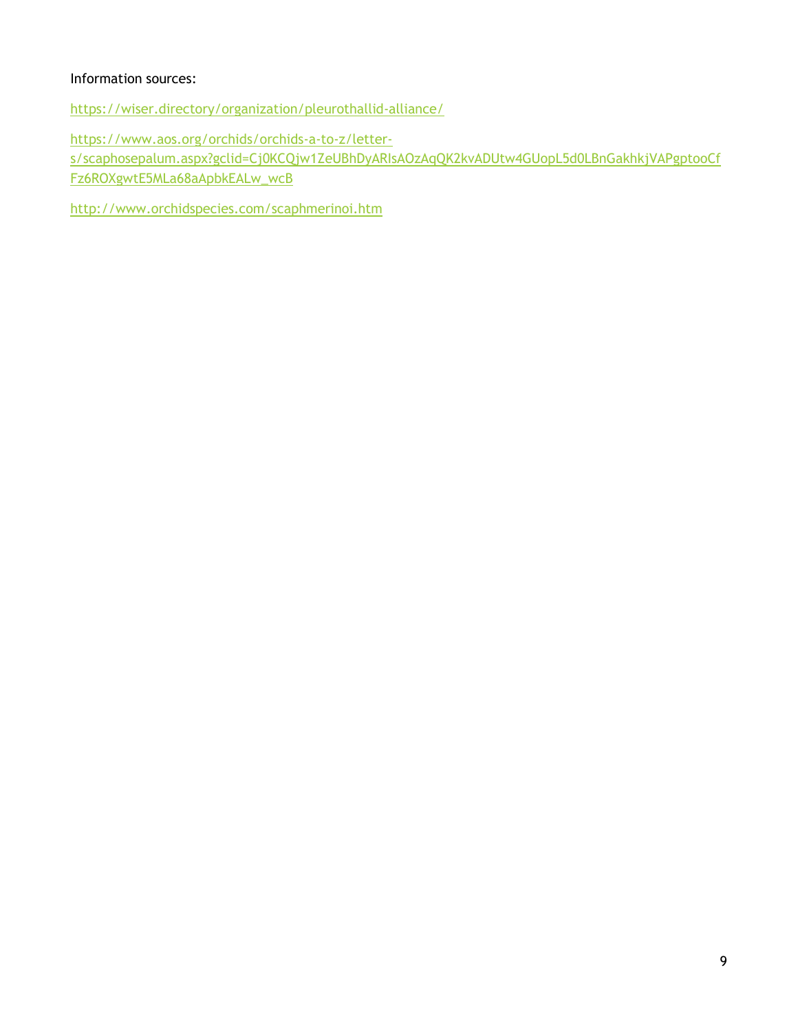Information sources:

https://wiser.directory/organization/pleurothallid-alliance/

https://www.aos.org/orchids/orchids-a-to-z/letter-s/scaphosepalum.aspx?gclid=Cj0KCQjw1ZeUBhDyARIsAOzAqQK2kvADUtw4GUopL5d0LBnGakhkjVAPgptooCfFz6ROXgwtE5MLa68aApbkEALw_wcB

http://www.orchidspecies.com/scaphmerinoi.htm